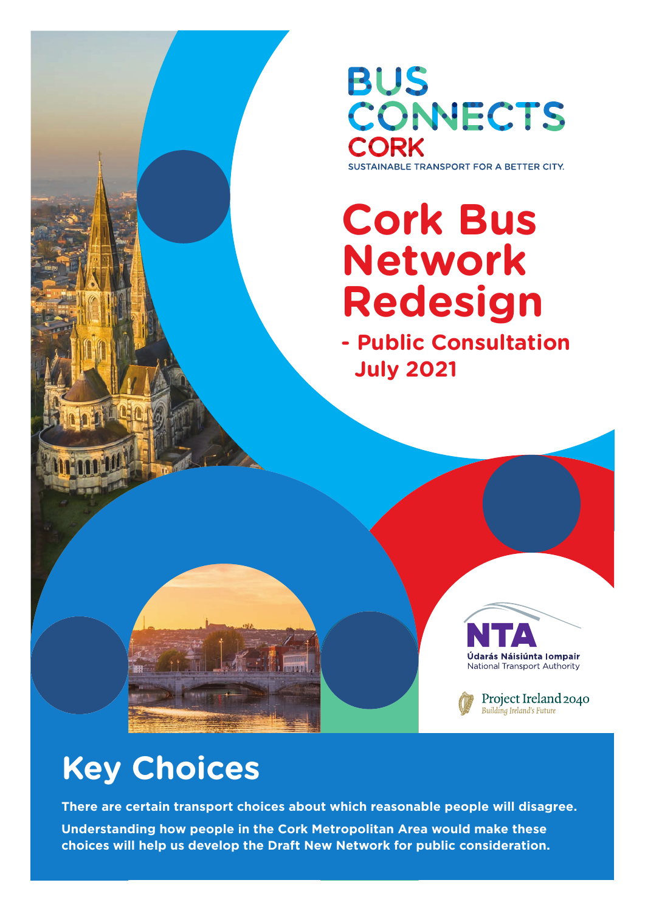BUS CONNECTS CORK

SUSTAINABLE TRANSPORT FOR A BETTER CITY.

# Cork Bus Network Redesign

## - Public Consultation July 2021

NTA

Údarás Náisiúnta Iompair

National Transport Authority

Project Ireland 2040

Building Ireland's Future

# Key Choices

**There are certain transport choices about which reasonable people will disagree.**

**Understanding how people in the Cork Metropolitan Area would make these choices will help us develop the Draft New Network for public consideration.**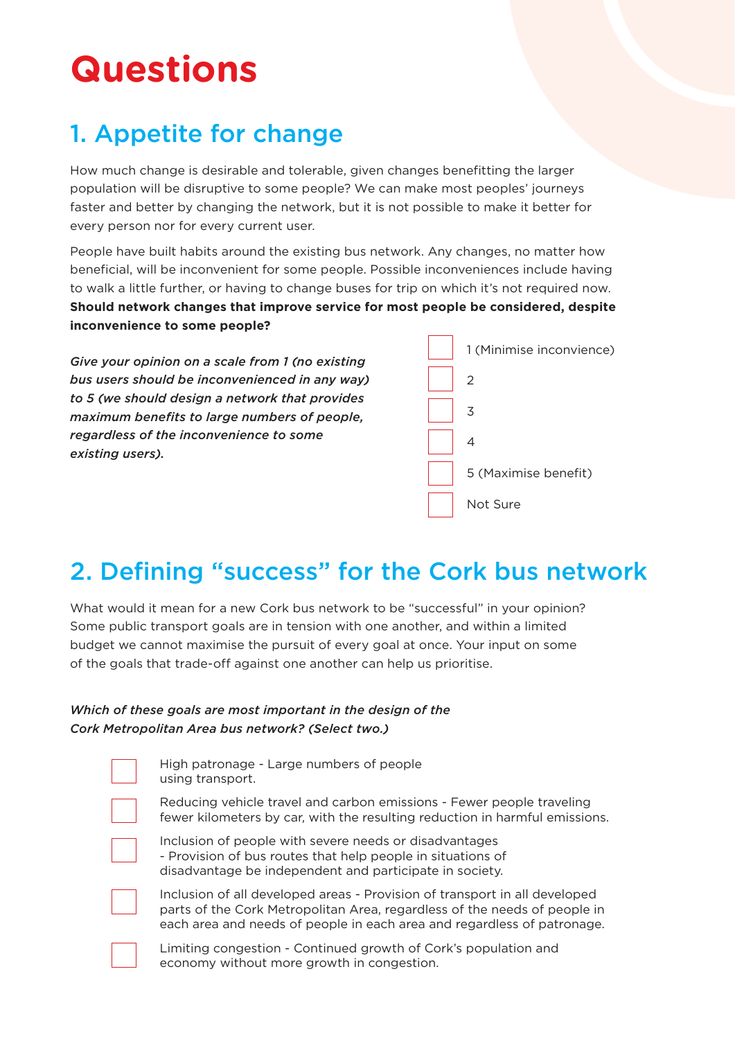# Questions

## 1. Appetite for change

How much change is desirable and tolerable, given changes benefitting the larger population will be disruptive to some people? We can make most peoples' journeys faster and better by changing the network, but it is not possible to make it better for every person nor for every current user.

People have built habits around the existing bus network. Any changes, no matter how beneficial, will be inconvenient for some people. Possible inconveniences include having to walk a little further, or having to change buses for trip on which it's not required now. **Should network changes that improve service for most people be considered, despite inconvenience to some people?**

***Give your opinion on a scale from 1 (no existing bus users should be inconvenienced in any way) to 5 (we should design a network that provides maximum benefits to large numbers of people, regardless of the inconvenience to some existing users).***

- ☐ 1 (Minimise inconvience)
- ☐ 2
- ☐ 3
- ☐ 4
- ☐ 5 (Maximise benefit)
- ☐ Not Sure

## 2. Defining "success" for the Cork bus network

What would it mean for a new Cork bus network to be "successful" in your opinion? Some public transport goals are in tension with one another, and within a limited budget we cannot maximise the pursuit of every goal at once. Your input on some of the goals that trade-off against one another can help us prioritise.

***Which of these goals are most important in the design of the Cork Metropolitan Area bus network? (Select two.)***

- ☐ High patronage - Large numbers of people using transport.
- ☐ Reducing vehicle travel and carbon emissions - Fewer people traveling fewer kilometers by car, with the resulting reduction in harmful emissions.
- ☐ Inclusion of people with severe needs or disadvantages - Provision of bus routes that help people in situations of disadvantage be independent and participate in society.
- ☐ Inclusion of all developed areas - Provision of transport in all developed parts of the Cork Metropolitan Area, regardless of the needs of people in each area and needs of people in each area and regardless of patronage.
- ☐ Limiting congestion - Continued growth of Cork's population and economy without more growth in congestion.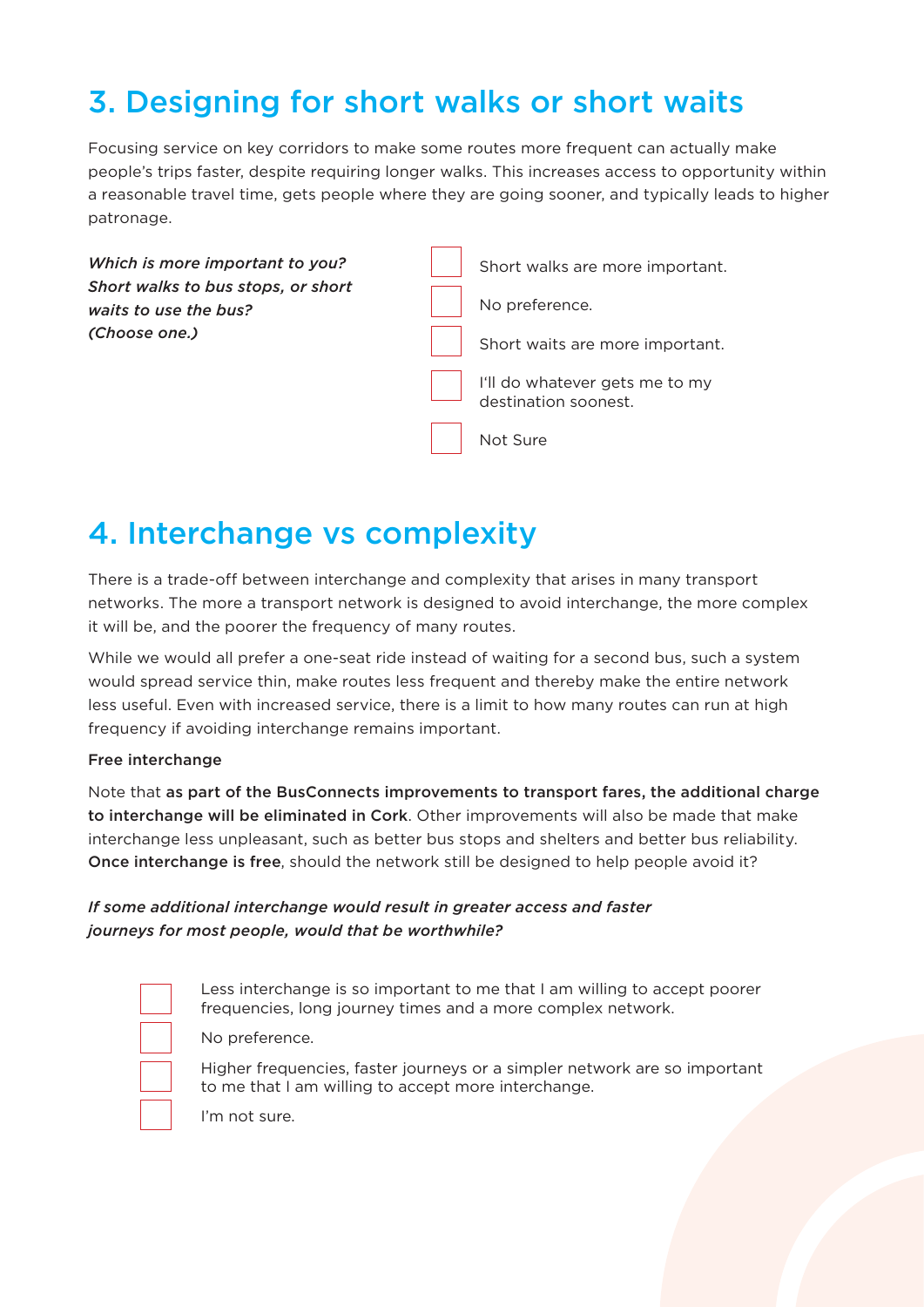## 3. Designing for short walks or short waits

Focusing service on key corridors to make some routes more frequent can actually make people's trips faster, despite requiring longer walks. This increases access to opportunity within a reasonable travel time, gets people where they are going sooner, and typically leads to higher patronage.

***Which is more important to you? Short walks to bus stops, or short waits to use the bus? (Choose one.)***

- ☐ Short walks are more important.
- ☐ No preference.
- ☐ Short waits are more important.
- ☐ I'll do whatever gets me to my destination soonest.
- ☐ Not Sure

## 4. Interchange vs complexity

There is a trade-off between interchange and complexity that arises in many transport networks. The more a transport network is designed to avoid interchange, the more complex it will be, and the poorer the frequency of many routes.

While we would all prefer a one-seat ride instead of waiting for a second bus, such a system would spread service thin, make routes less frequent and thereby make the entire network less useful. Even with increased service, there is a limit to how many routes can run at high frequency if avoiding interchange remains important.

**Free interchange**

Note that **as part of the BusConnects improvements to transport fares, the additional charge to interchange will be eliminated in Cork**. Other improvements will also be made that make interchange less unpleasant, such as better bus stops and shelters and better bus reliability. **Once interchange is free**, should the network still be designed to help people avoid it?

***If some additional interchange would result in greater access and faster journeys for most people, would that be worthwhile?***

- ☐ Less interchange is so important to me that I am willing to accept poorer frequencies, long journey times and a more complex network.
- ☐ No preference.
- ☐ Higher frequencies, faster journeys or a simpler network are so important to me that I am willing to accept more interchange.
- ☐ I'm not sure.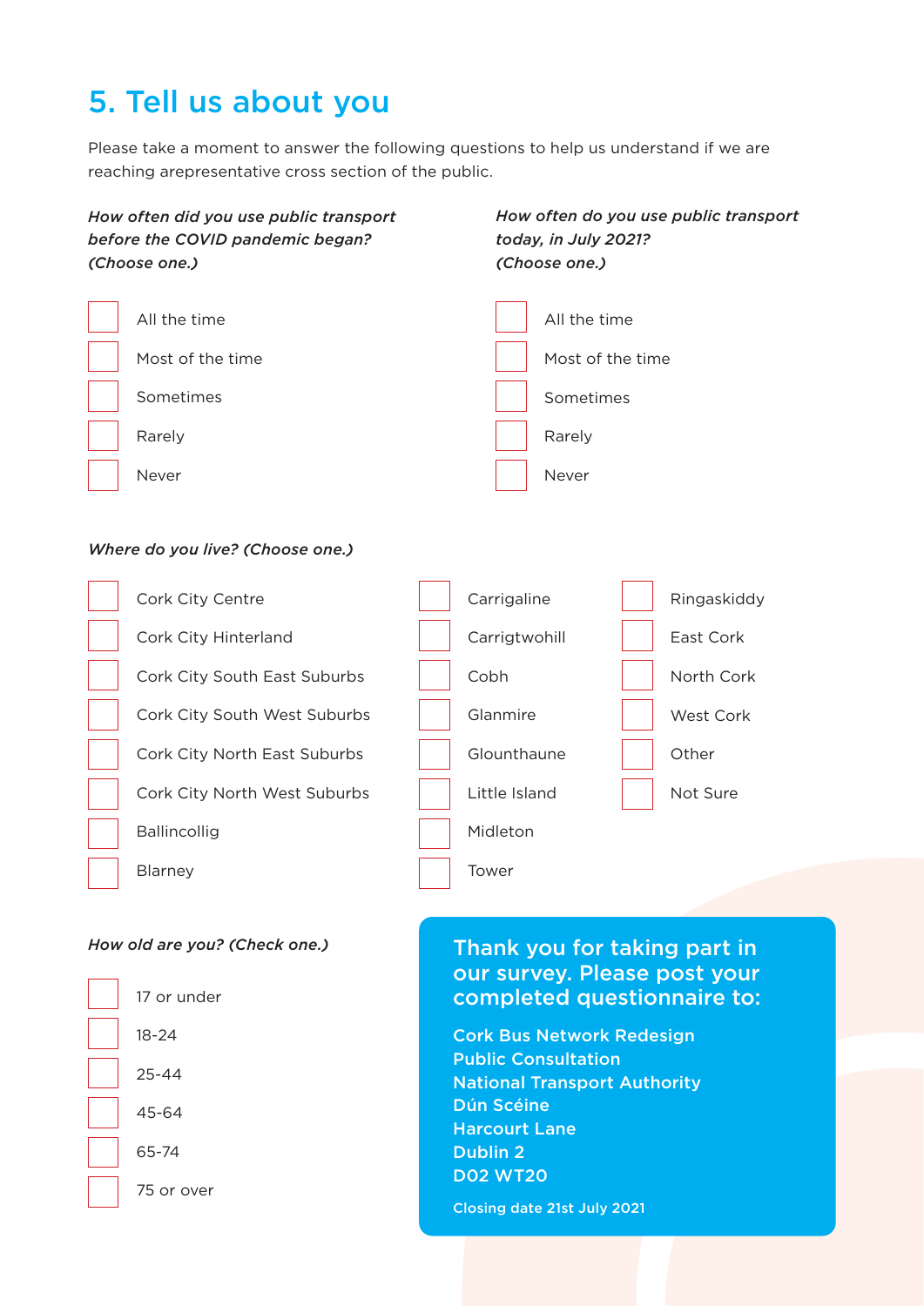## 5. Tell us about you

Please take a moment to answer the following questions to help us understand if we are reaching arepresentative cross section of the public.

*How often did you use public transport before the COVID pandemic began? (Choose one.)*

- [ ] All the time
- [ ] Most of the time
- [ ] Sometimes
- [ ] Rarely
- [ ] Never

*How often do you use public transport today, in July 2021? (Choose one.)*

- [ ] All the time
- [ ] Most of the time
- [ ] Sometimes
- [ ] Rarely
- [ ] Never

*Where do you live? (Choose one.)*

- [ ] Cork City Centre
- [ ] Cork City Hinterland
- [ ] Cork City South East Suburbs
- [ ] Cork City South West Suburbs
- [ ] Cork City North East Suburbs
- [ ] Cork City North West Suburbs
- [ ] Ballincollig
- [ ] Blarney
- [ ] Carrigaline
- [ ] Carrigtwohill
- [ ] Cobh
- [ ] Glanmire
- [ ] Glounthaune
- [ ] Little Island
- [ ] Midleton
- [ ] Tower
- [ ] Ringaskiddy
- [ ] East Cork
- [ ] North Cork
- [ ] West Cork
- [ ] Other
- [ ] Not Sure

*How old are you? (Check one.)*

- [ ] 17 or under
- [ ] 18-24
- [ ] 25-44
- [ ] 45-64
- [ ] 65-74
- [ ] 75 or over

**Thank you for taking part in our survey. Please post your completed questionnaire to:**

**Cork Bus Network Redesign**
**Public Consultation**
**National Transport Authority**
**Dún Scéine**
**Harcourt Lane**
**Dublin 2**
**D02 WT20**

**Closing date 21st July 2021**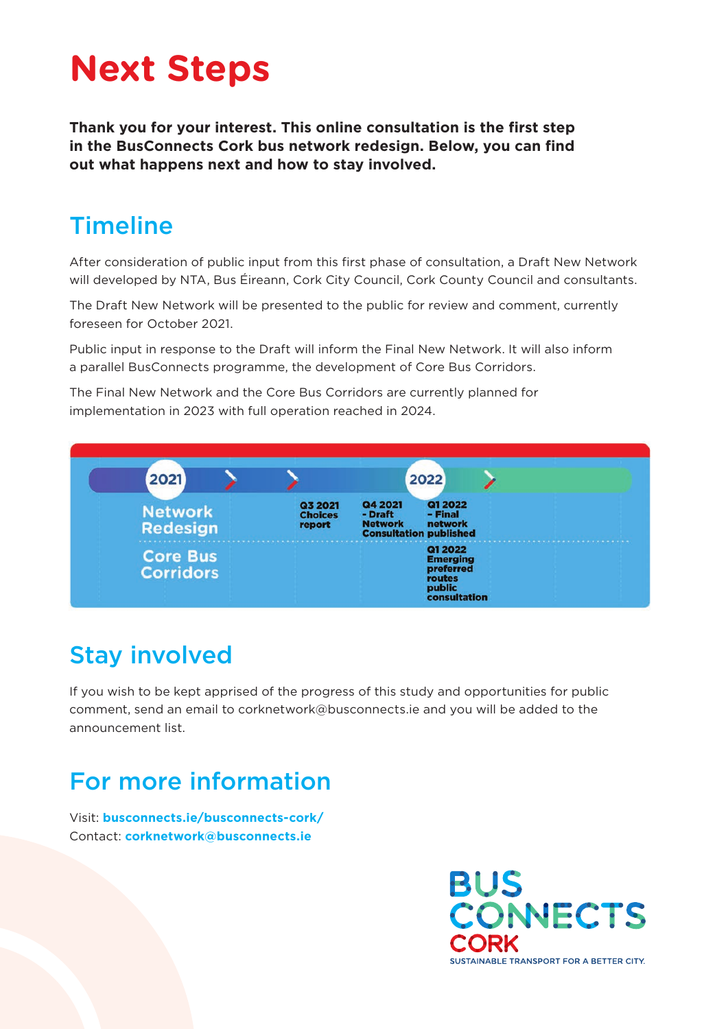# Next Steps

**Thank you for your interest. This online consultation is the first step in the BusConnects Cork bus network redesign. Below, you can find out what happens next and how to stay involved.**

## Timeline

After consideration of public input from this first phase of consultation, a Draft New Network will developed by NTA, Bus Éireann, Cork City Council, Cork County Council and consultants.

The Draft New Network will be presented to the public for review and comment, currently foreseen for October 2021.

Public input in response to the Draft will inform the Final New Network. It will also inform a parallel BusConnects programme, the development of Core Bus Corridors.

The Final New Network and the Core Bus Corridors are currently planned for implementation in 2023 with full operation reached in 2024.

2021

2022

Network Redesign

Q3 2021 Choices report

Q4 2021 - Draft Network Consultation

Q1 2022 - Final network published

Core Bus Corridors

Q1 2022 Emerging preferred routes public consultation

## Stay involved

If you wish to be kept apprised of the progress of this study and opportunities for public comment, send an email to corknetwork@busconnects.ie and you will be added to the announcement list.

## For more information

Visit: **busconnects.ie/busconnects-cork/**
Contact: **corknetwork@busconnects.ie**

BUS CONNECTS CORK
SUSTAINABLE TRANSPORT FOR A BETTER CITY.